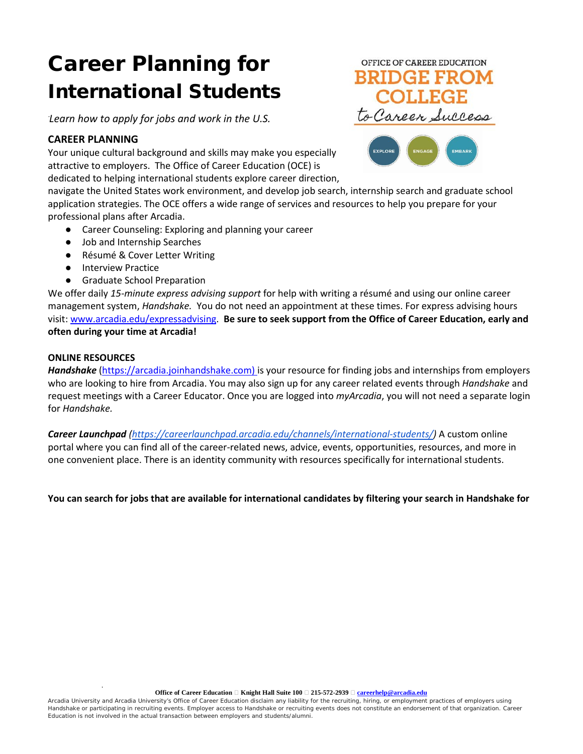# Career Planning for International Students

*Learn how to apply for jobs and work in the U.S.*

OFFICE OF CAREER EDUCATION
BRIDGE FROM COLLEGE to Career Success

EXPLORE ENGAGE EMBARK

## CAREER PLANNING

Your unique cultural background and skills may make you especially attractive to employers. The Office of Career Education (OCE) is dedicated to helping international students explore career direction, navigate the United States work environment, and develop job search, internship search and graduate school application strategies. The OCE offers a wide range of services and resources to help you prepare for your professional plans after Arcadia.

- Career Counseling: Exploring and planning your career
- Job and Internship Searches
- Résumé & Cover Letter Writing
- Interview Practice
- Graduate School Preparation

We offer daily *15-minute express advising support* for help with writing a résumé and using our online career management system, *Handshake.* You do not need an appointment at these times. For express advising hours visit: www.arcadia.edu/expressadvising. **Be sure to seek support from the Office of Career Education, early and often during your time at Arcadia!**

## ONLINE RESOURCES

***Handshake*** (https://arcadia.joinhandshake.com) is your resource for finding jobs and internships from employers who are looking to hire from Arcadia. You may also sign up for any career related events through *Handshake* and request meetings with a Career Educator. Once you are logged into *myArcadia*, you will not need a separate login for *Handshake.*

***Career Launchpad*** *(https://careerlaunchpad.arcadia.edu/channels/international-students/)* A custom online portal where you can find all of the career-related news, advice, events, opportunities, resources, and more in one convenient place. There is an identity community with resources specifically for international students.

**You can search for jobs that are available for international candidates by filtering your search in Handshake for**

**Office of Career Education Knight Hall Suite 100 215-572-2939 careerhelp@arcadia.edu**

Arcadia University and Arcadia University's Office of Career Education disclaim any liability for the recruiting, hiring, or employment practices of employers using Handshake or participating in recruiting events. Employer access to Handshake or recruiting events does not constitute an endorsement of that organization. Career Education is not involved in the actual transaction between employers and students/alumni.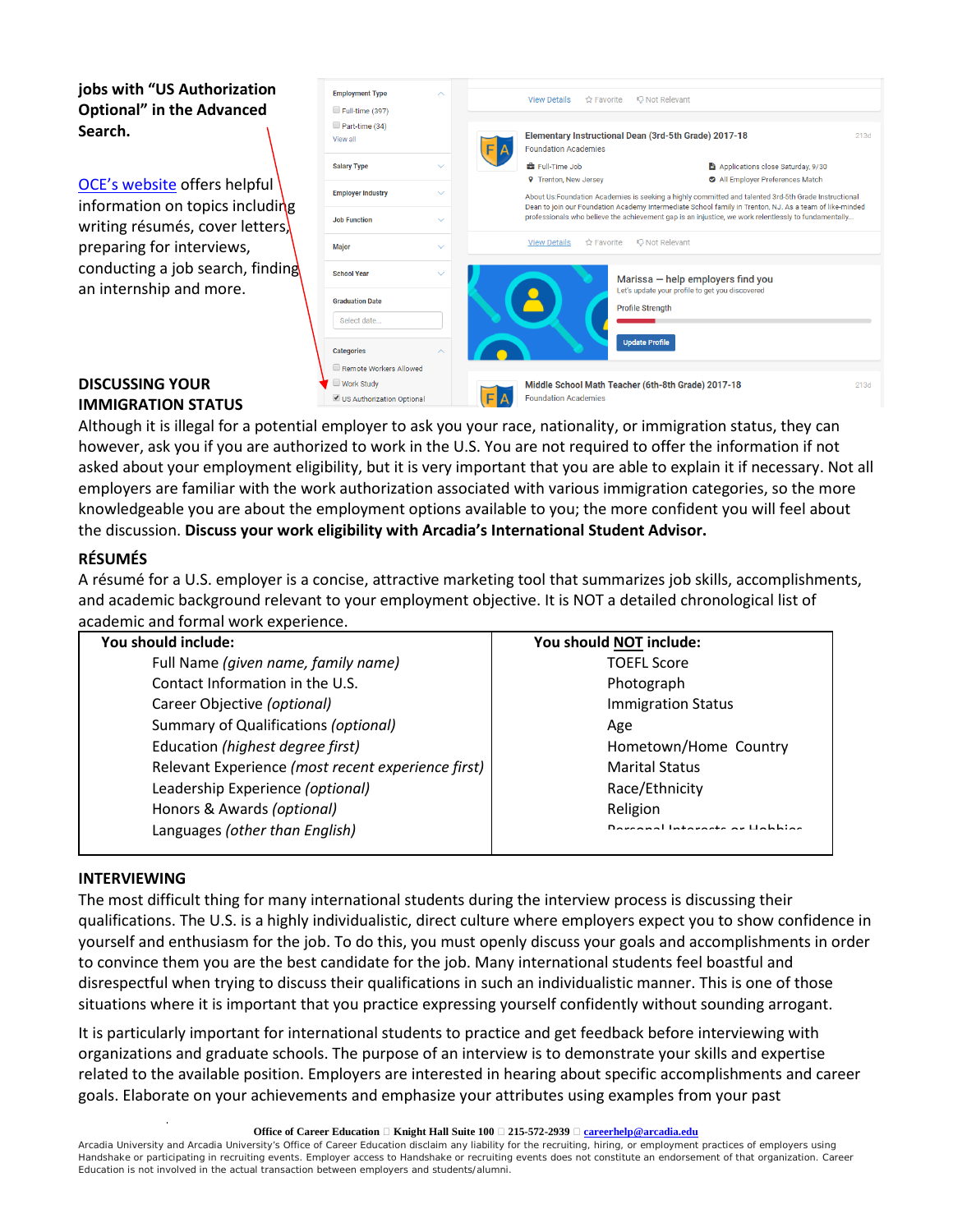**jobs with “US Authorization Optional” in the Advanced Search.**

OCE’s website offers helpful information on topics including writing résumés, cover letters, preparing for interviews, conducting a job search, finding an internship and more.

## DISCUSSING YOUR IMMIGRATION STATUS

Although it is illegal for a potential employer to ask you your race, nationality, or immigration status, they can however, ask you if you are authorized to work in the U.S. You are not required to offer the information if not asked about your employment eligibility, but it is very important that you are able to explain it if necessary. Not all employers are familiar with the work authorization associated with various immigration categories, so the more knowledgeable you are about the employment options available to you; the more confident you will feel about the discussion. **Discuss your work eligibility with Arcadia’s International Student Advisor.**

## RÉSUMÉS

A résumé for a U.S. employer is a concise, attractive marketing tool that summarizes job skills, accomplishments, and academic background relevant to your employment objective. It is NOT a detailed chronological list of academic and formal work experience.

| You should include: | You should NOT include: |
|---|---|
| Full Name *(given name, family name)* | TOEFL Score |
| Contact Information in the U.S. | Photograph |
| Career Objective *(optional)* | Immigration Status |
| Summary of Qualifications *(optional)* | Age |
| Education *(highest degree first)* | Hometown/Home Country |
| Relevant Experience *(most recent experience first)* | Marital Status |
| Leadership Experience *(optional)* | Race/Ethnicity |
| Honors & Awards *(optional)* | Religion |
| Languages *(other than English)* | Personal Interests or Hobbies |

## INTERVIEWING

The most difficult thing for many international students during the interview process is discussing their qualifications. The U.S. is a highly individualistic, direct culture where employers expect you to show confidence in yourself and enthusiasm for the job. To do this, you must openly discuss your goals and accomplishments in order to convince them you are the best candidate for the job. Many international students feel boastful and disrespectful when trying to discuss their qualifications in such an individualistic manner. This is one of those situations where it is important that you practice expressing yourself confidently without sounding arrogant.

It is particularly important for international students to practice and get feedback before interviewing with organizations and graduate schools. The purpose of an interview is to demonstrate your skills and expertise related to the available position. Employers are interested in hearing about specific accomplishments and career goals. Elaborate on your achievements and emphasize your attributes using examples from your past

**Office of Career Education** □ **Knight Hall Suite 100** □ **215-572-2939** □ **careerhelp@arcadia.edu**

Arcadia University and Arcadia University's Office of Career Education disclaim any liability for the recruiting, hiring, or employment practices of employers using Handshake or participating in recruiting events. Employer access to Handshake or recruiting events does not constitute an endorsement of that organization. Career Education is not involved in the actual transaction between employers and students/alumni.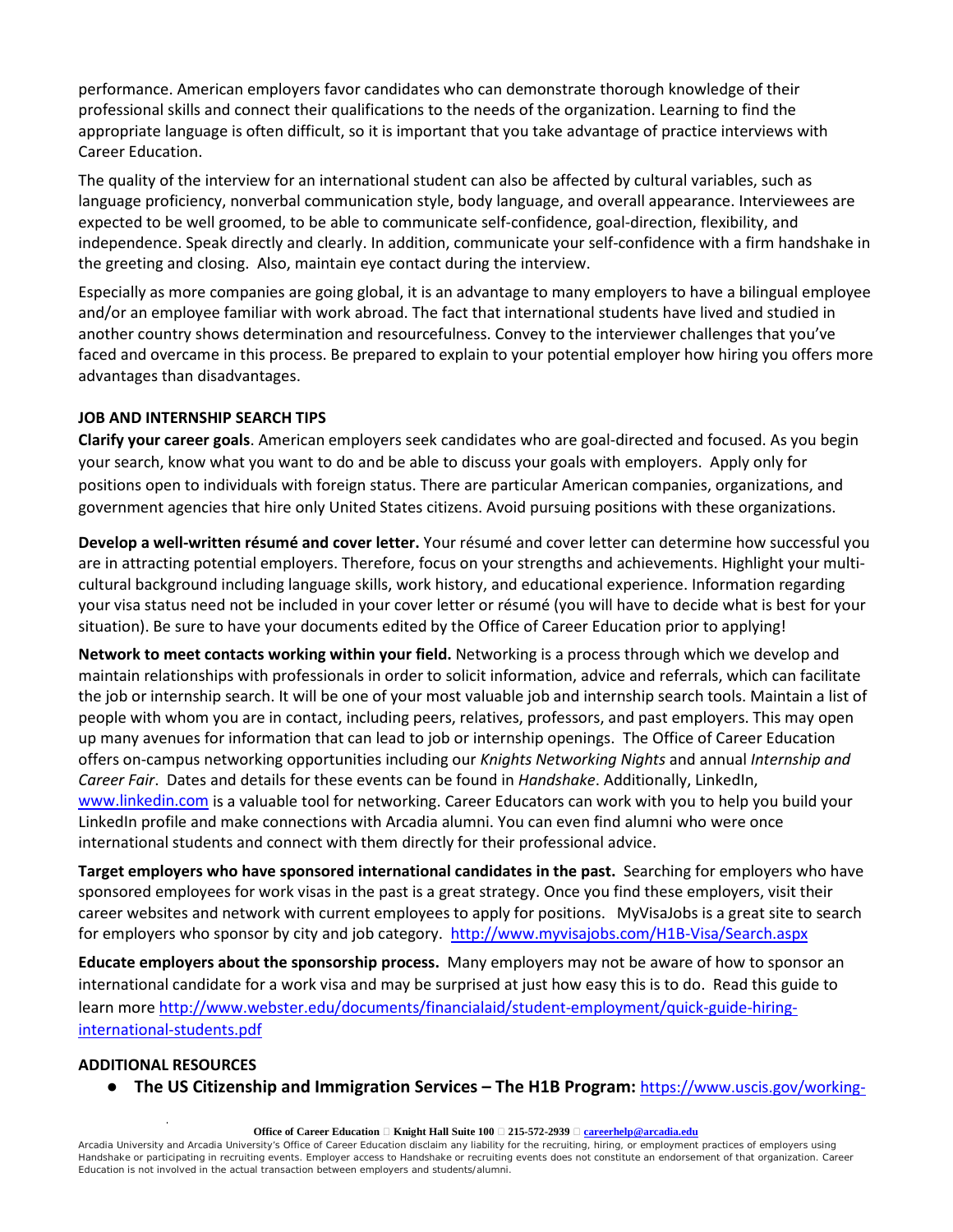performance. American employers favor candidates who can demonstrate thorough knowledge of their professional skills and connect their qualifications to the needs of the organization. Learning to find the appropriate language is often difficult, so it is important that you take advantage of practice interviews with Career Education.

The quality of the interview for an international student can also be affected by cultural variables, such as language proficiency, nonverbal communication style, body language, and overall appearance. Interviewees are expected to be well groomed, to be able to communicate self-confidence, goal-direction, flexibility, and independence. Speak directly and clearly. In addition, communicate your self-confidence with a firm handshake in the greeting and closing. Also, maintain eye contact during the interview.

Especially as more companies are going global, it is an advantage to many employers to have a bilingual employee and/or an employee familiar with work abroad. The fact that international students have lived and studied in another country shows determination and resourcefulness. Convey to the interviewer challenges that you've faced and overcame in this process. Be prepared to explain to your potential employer how hiring you offers more advantages than disadvantages.

**JOB AND INTERNSHIP SEARCH TIPS**

**Clarify your career goals**. American employers seek candidates who are goal-directed and focused. As you begin your search, know what you want to do and be able to discuss your goals with employers. Apply only for positions open to individuals with foreign status. There are particular American companies, organizations, and government agencies that hire only United States citizens. Avoid pursuing positions with these organizations.

**Develop a well-written résumé and cover letter.** Your résumé and cover letter can determine how successful you are in attracting potential employers. Therefore, focus on your strengths and achievements. Highlight your multi-cultural background including language skills, work history, and educational experience. Information regarding your visa status need not be included in your cover letter or résumé (you will have to decide what is best for your situation). Be sure to have your documents edited by the Office of Career Education prior to applying!

**Network to meet contacts working within your field.** Networking is a process through which we develop and maintain relationships with professionals in order to solicit information, advice and referrals, which can facilitate the job or internship search. It will be one of your most valuable job and internship search tools. Maintain a list of people with whom you are in contact, including peers, relatives, professors, and past employers. This may open up many avenues for information that can lead to job or internship openings. The Office of Career Education offers on-campus networking opportunities including our *Knights Networking Nights* and annual *Internship and Career Fair*. Dates and details for these events can be found in *Handshake*. Additionally, LinkedIn, www.linkedin.com is a valuable tool for networking. Career Educators can work with you to help you build your LinkedIn profile and make connections with Arcadia alumni. You can even find alumni who were once international students and connect with them directly for their professional advice.

**Target employers who have sponsored international candidates in the past.** Searching for employers who have sponsored employees for work visas in the past is a great strategy. Once you find these employers, visit their career websites and network with current employees to apply for positions. MyVisaJobs is a great site to search for employers who sponsor by city and job category. http://www.myvisajobs.com/H1B-Visa/Search.aspx

**Educate employers about the sponsorship process.** Many employers may not be aware of how to sponsor an international candidate for a work visa and may be surprised at just how easy this is to do. Read this guide to learn more http://www.webster.edu/documents/financialaid/student-employment/quick-guide-hiring-international-students.pdf

**ADDITIONAL RESOURCES**

- **The US Citizenship and Immigration Services – The H1B Program:** https://www.uscis.gov/working-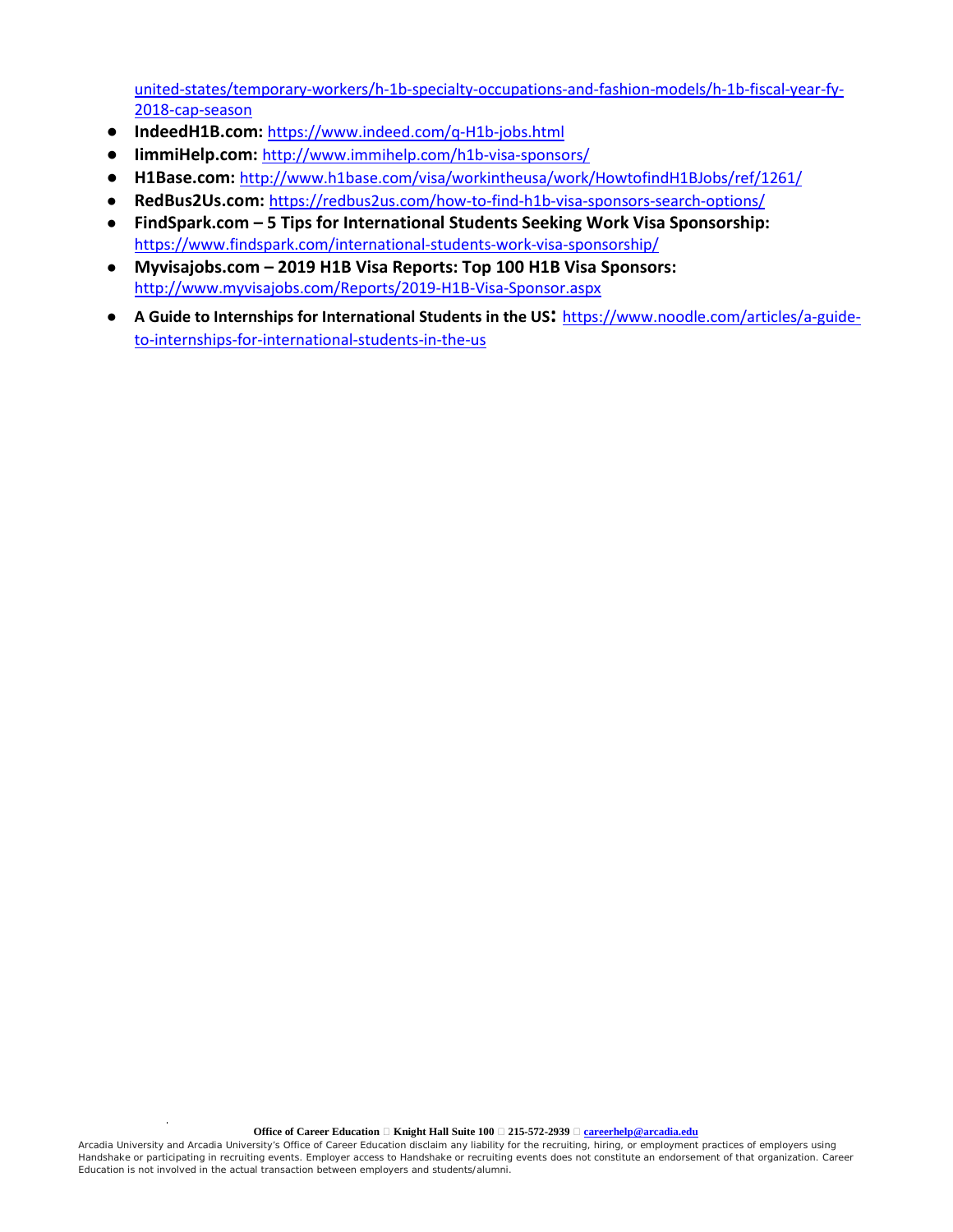united-states/temporary-workers/h-1b-specialty-occupations-and-fashion-models/h-1b-fiscal-year-fy-2018-cap-season

- **IndeedH1B.com:** https://www.indeed.com/q-H1b-jobs.html
- **IimmiHelp.com:** http://www.immihelp.com/h1b-visa-sponsors/
- **H1Base.com:** http://www.h1base.com/visa/workintheusa/work/HowtofindH1BJobs/ref/1261/
- **RedBus2Us.com:** https://redbus2us.com/how-to-find-h1b-visa-sponsors-search-options/
- **FindSpark.com – 5 Tips for International Students Seeking Work Visa Sponsorship:** https://www.findspark.com/international-students-work-visa-sponsorship/
- **Myvisajobs.com – 2019 H1B Visa Reports: Top 100 H1B Visa Sponsors:** http://www.myvisajobs.com/Reports/2019-H1B-Visa-Sponsor.aspx
- **A Guide to Internships for International Students in the US:** https://www.noodle.com/articles/a-guide-to-internships-for-international-students-in-the-us

**Office of Career Education  Knight Hall Suite 100  215-572-2939  careerhelp@arcadia.edu**

*Arcadia University and Arcadia University's Office of Career Education disclaim any liability for the recruiting, hiring, or employment practices of employers using Handshake or participating in recruiting events. Employer access to Handshake or recruiting events does not constitute an endorsement of that organization. Career Education is not involved in the actual transaction between employers and students/alumni.*